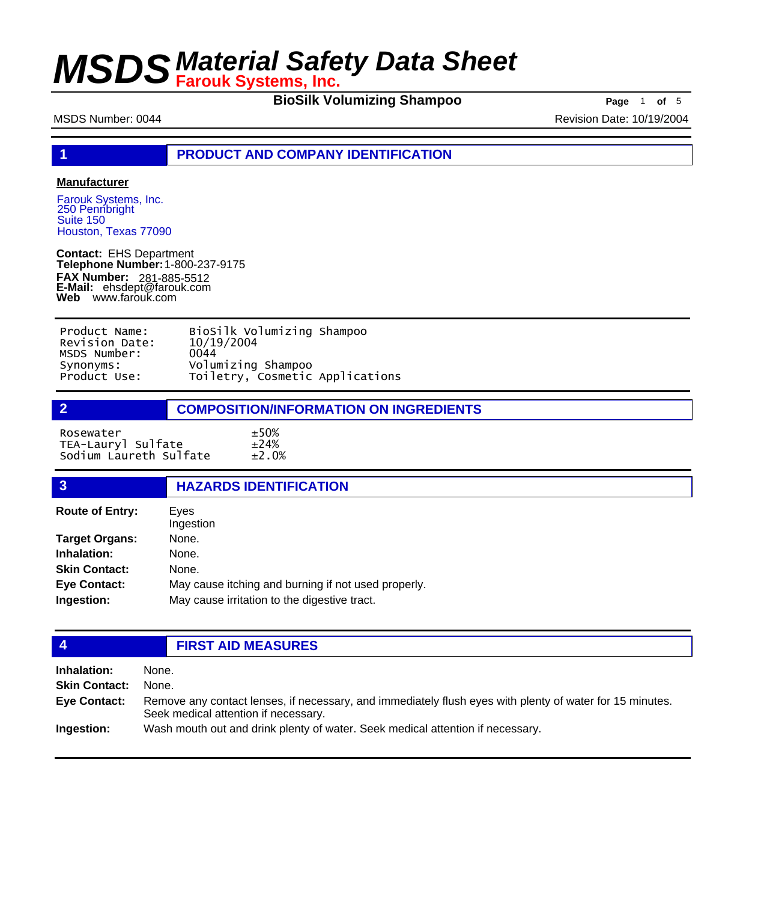# MSDS Material Safety Data Sheet
## Farouk Systems, Inc.

**BioSilk Volumizing Shampoo**

MSDS Number: 0044 | Revision Date: 10/19/2004

## 1 PRODUCT AND COMPANY IDENTIFICATION

**Manufacturer**

Farouk Systems, Inc.
250 Pennbright
Suite 150
Houston, Texas 77090

**Contact:** EHS Department
**Telephone Number:** 1-800-237-9175
**FAX Number:** 281-885-5512
**E-Mail:** ehsdept@farouk.com
**Web** www.farouk.com

| | |
|---|---|
| Product Name: | BioSilk Volumizing Shampoo |
| Revision Date: | 10/19/2004 |
| MSDS Number: | 0044 |
| Synonyms: | Volumizing Shampoo |
| Product Use: | Toiletry, Cosmetic Applications |

## 2 COMPOSITION/INFORMATION ON INGREDIENTS

| | |
|---|---|
| Rosewater | ±50% |
| TEA-Lauryl Sulfate | ±24% |
| Sodium Laureth Sulfate | ±2.0% |

## 3 HAZARDS IDENTIFICATION

**Route of Entry:** Eyes
Ingestion

**Target Organs:** None.

**Inhalation:** None.

**Skin Contact:** None.

**Eye Contact:** May cause itching and burning if not used properly.

**Ingestion:** May cause irritation to the digestive tract.

## 4 FIRST AID MEASURES

**Inhalation:** None.

**Skin Contact:** None.

**Eye Contact:** Remove any contact lenses, if necessary, and immediately flush eyes with plenty of water for 15 minutes. Seek medical attention if necessary.

**Ingestion:** Wash mouth out and drink plenty of water. Seek medical attention if necessary.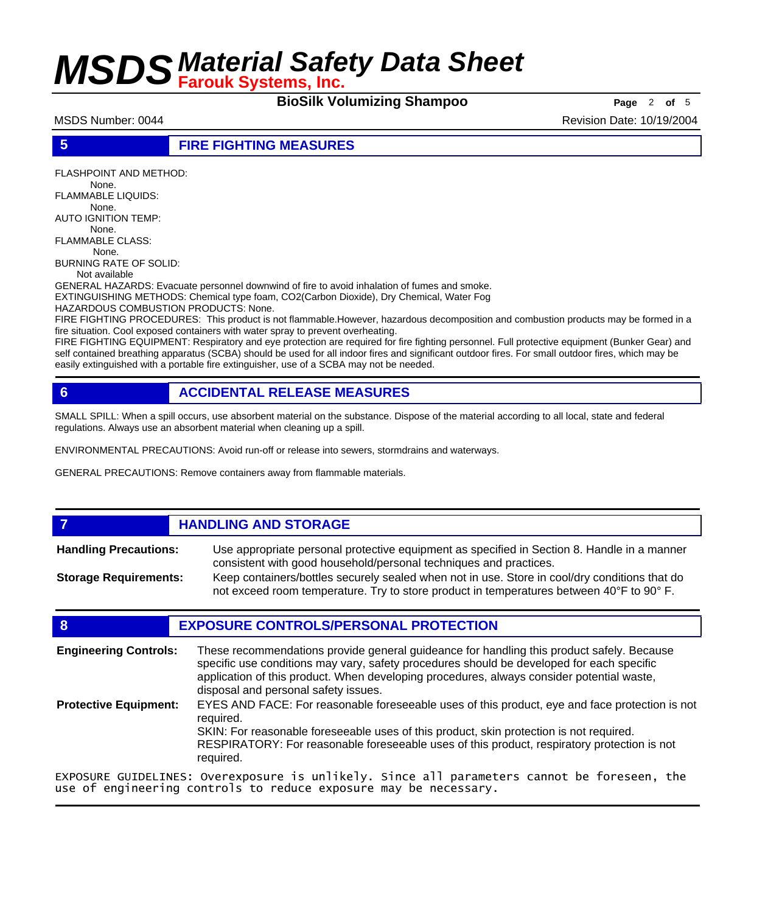## 5 FIRE FIGHTING MEASURES

FLASHPOINT AND METHOD:
None.
FLAMMABLE LIQUIDS:
None.
AUTO IGNITION TEMP:
None.
FLAMMABLE CLASS:
None.
BURNING RATE OF SOLID:
Not available

GENERAL HAZARDS: Evacuate personnel downwind of fire to avoid inhalation of fumes and smoke.
EXTINGUISHING METHODS: Chemical type foam, $CO_2$(Carbon Dioxide), Dry Chemical, Water Fog
HAZARDOUS COMBUSTION PRODUCTS: None.
FIRE FIGHTING PROCEDURES: This product is not flammable.However, hazardous decomposition and combustion products may be formed in a fire situation. Cool exposed containers with water spray to prevent overheating.
FIRE FIGHTING EQUIPMENT: Respiratory and eye protection are required for fire fighting personnel. Full protective equipment (Bunker Gear) and self contained breathing apparatus (SCBA) should be used for all indoor fires and significant outdoor fires. For small outdoor fires, which may be easily extinguished with a portable fire extinguisher, use of a SCBA may not be needed.

## 6 ACCIDENTAL RELEASE MEASURES

SMALL SPILL: When a spill occurs, use absorbent material on the substance. Dispose of the material according to all local, state and federal regulations. Always use an absorbent material when cleaning up a spill.

ENVIRONMENTAL PRECAUTIONS: Avoid run-off or release into sewers, stormdrains and waterways.

GENERAL PRECAUTIONS: Remove containers away from flammable materials.

## 7 HANDLING AND STORAGE

**Handling Precautions:** Use appropriate personal protective equipment as specified in Section 8. Handle in a manner consistent with good household/personal techniques and practices.

**Storage Requirements:** Keep containers/bottles securely sealed when not in use. Store in cool/dry conditions that do not exceed room temperature. Try to store product in temperatures between 40° F to 90° F.

## 8 EXPOSURE CONTROLS/PERSONAL PROTECTION

**Engineering Controls:** These recommendations provide general guideance for handling this product safely. Because specific use conditions may vary, safety procedures should be developed for each specific application of this product. When developing procedures, always consider potential waste, disposal and personal safety issues.

**Protective Equipment:** EYES AND FACE: For reasonable foreseeable uses of this product, eye and face protection is not required.
SKIN: For reasonable foreseeable uses of this product, skin protection is not required.
RESPIRATORY: For reasonable foreseeable uses of this product, respiratory protection is not required.

EXPOSURE GUIDELINES: Overexposure is unlikely. Since all parameters cannot be foreseen, the use of engineering controls to reduce exposure may be necessary.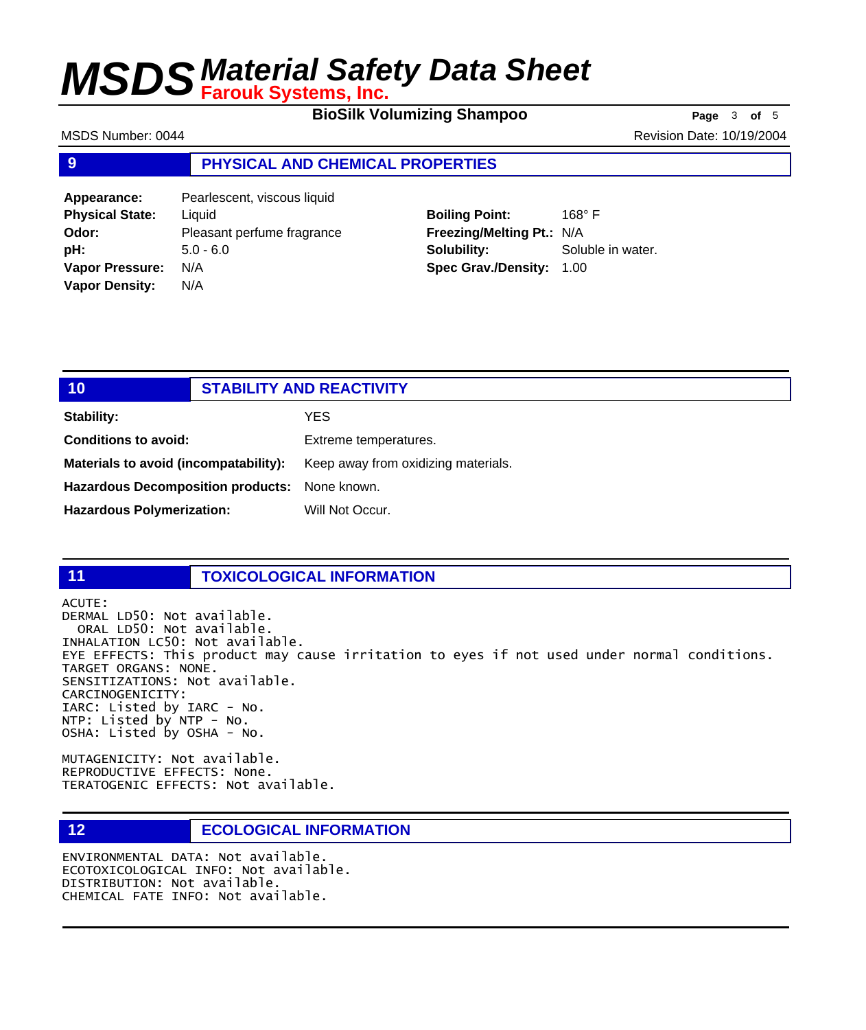# MSDS Material Safety Data Sheet
## Farouk Systems, Inc.

**BioSilk Volumizing Shampoo**

MSDS Number: 0044

Revision Date: 10/19/2004

## 9 PHYSICAL AND CHEMICAL PROPERTIES

| | |
|---|---|
| **Appearance:** | Pearlescent, viscous liquid |
| **Physical State:** | Liquid |
| **Odor:** | Pleasant perfume fragrance |
| **pH:** | 5.0 - 6.0 |
| **Vapor Pressure:** | N/A |
| **Vapor Density:** | N/A |
| **Boiling Point:** | 168° F |
| **Freezing/Melting Pt.:** | N/A |
| **Solubility:** | Soluble in water. |
| **Spec Grav./Density:** | 1.00 |

## 10 STABILITY AND REACTIVITY

| | |
|---|---|
| **Stability:** | YES |
| **Conditions to avoid:** | Extreme temperatures. |
| **Materials to avoid (incompatability):** | Keep away from oxidizing materials. |
| **Hazardous Decomposition products:** | None known. |
| **Hazardous Polymerization:** | Will Not Occur. |

## 11 TOXICOLOGICAL INFORMATION

```
ACUTE:
DERMAL LD50: Not available.
  ORAL LD50: Not available.
INHALATION LC50: Not available.
EYE EFFECTS: This product may cause irritation to eyes if not used under normal conditions.
TARGET ORGANS: NONE.
SENSITIZATIONS: Not available.
CARCINOGENICITY:
IARC: Listed by IARC - No.
NTP: Listed by NTP - No.
OSHA: Listed by OSHA - No.

MUTAGENICITY: Not available.
REPRODUCTIVE EFFECTS: None.
TERATOGENIC EFFECTS: Not available.
```

## 12 ECOLOGICAL INFORMATION

```
ENVIRONMENTAL DATA: Not available.
ECOTOXICOLOGICAL INFO: Not available.
DISTRIBUTION: Not available.
CHEMICAL FATE INFO: Not available.
```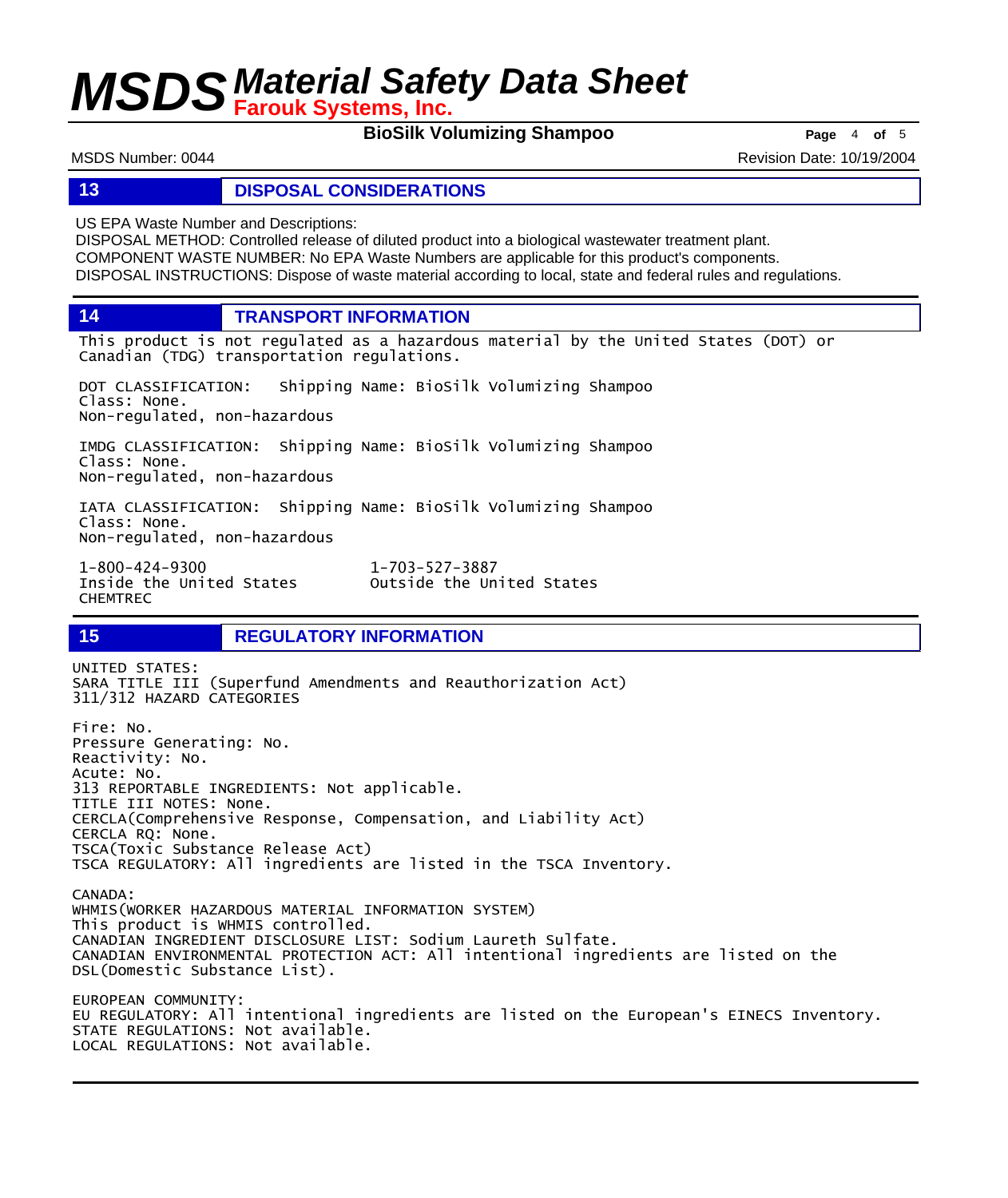## 13 DISPOSAL CONSIDERATIONS

US EPA Waste Number and Descriptions:
DISPOSAL METHOD: Controlled release of diluted product into a biological wastewater treatment plant.
COMPONENT WASTE NUMBER: No EPA Waste Numbers are applicable for this product's components.
DISPOSAL INSTRUCTIONS: Dispose of waste material according to local, state and federal rules and regulations.

## 14 TRANSPORT INFORMATION

This product is not regulated as a hazardous material by the United States (DOT) or Canadian (TDG) transportation regulations.

DOT CLASSIFICATION: Shipping Name: BioSilk Volumizing Shampoo
Class: None.
Non-regulated, non-hazardous

IMDG CLASSIFICATION: Shipping Name: BioSilk Volumizing Shampoo
Class: None.
Non-regulated, non-hazardous

IATA CLASSIFICATION: Shipping Name: BioSilk Volumizing Shampoo
Class: None.
Non-regulated, non-hazardous

1-800-424-9300
Inside the United States
CHEMTREC

1-703-527-3887
Outside the United States

## 15 REGULATORY INFORMATION

UNITED STATES:
SARA TITLE III (Superfund Amendments and Reauthorization Act)
311/312 HAZARD CATEGORIES

Fire: No.
Pressure Generating: No.
Reactivity: No.
Acute: No.
313 REPORTABLE INGREDIENTS: Not applicable.
TITLE III NOTES: None.
CERCLA(Comprehensive Response, Compensation, and Liability Act)
CERCLA RQ: None.
TSCA(Toxic Substance Release Act)
TSCA REGULATORY: All ingredients are listed in the TSCA Inventory.

CANADA:
WHMIS(WORKER HAZARDOUS MATERIAL INFORMATION SYSTEM)
This product is WHMIS controlled.
CANADIAN INGREDIENT DISCLOSURE LIST: Sodium Laureth Sulfate.
CANADIAN ENVIRONMENTAL PROTECTION ACT: All intentional ingredients are listed on the DSL(Domestic Substance List).

EUROPEAN COMMUNITY:
EU REGULATORY: All intentional ingredients are listed on the European's EINECS Inventory.
STATE REGULATIONS: Not available.
LOCAL REGULATIONS: Not available.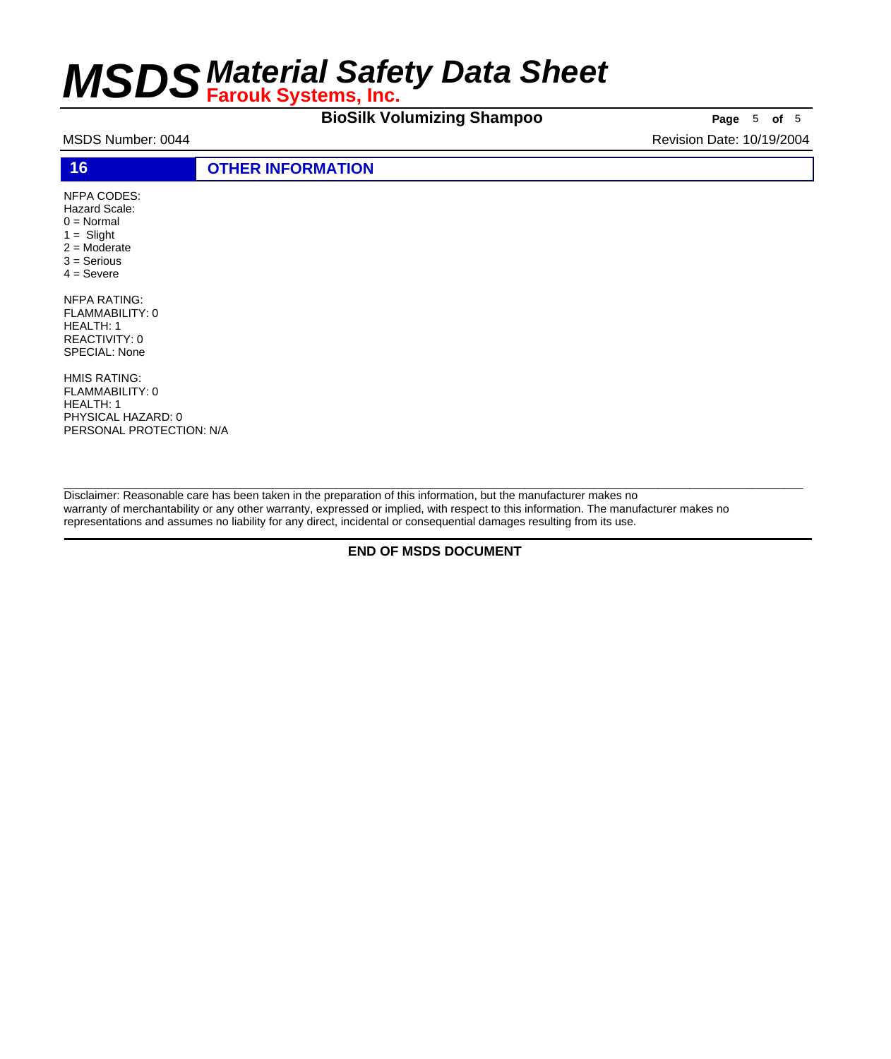## 16 OTHER INFORMATION

NFPA CODES:
Hazard Scale:
0 = Normal
1 = Slight
2 = Moderate
3 = Serious
4 = Severe

NFPA RATING:
FLAMMABILITY: 0
HEALTH: 1
REACTIVITY: 0
SPECIAL: None

HMIS RATING:
FLAMMABILITY: 0
HEALTH: 1
PHYSICAL HAZARD: 0
PERSONAL PROTECTION: N/A

---

Disclaimer: Reasonable care has been taken in the preparation of this information, but the manufacturer makes no warranty of merchantability or any other warranty, expressed or implied, with respect to this information. The manufacturer makes no representations and assumes no liability for any direct, incidental or consequential damages resulting from its use.

---

**END OF MSDS DOCUMENT**